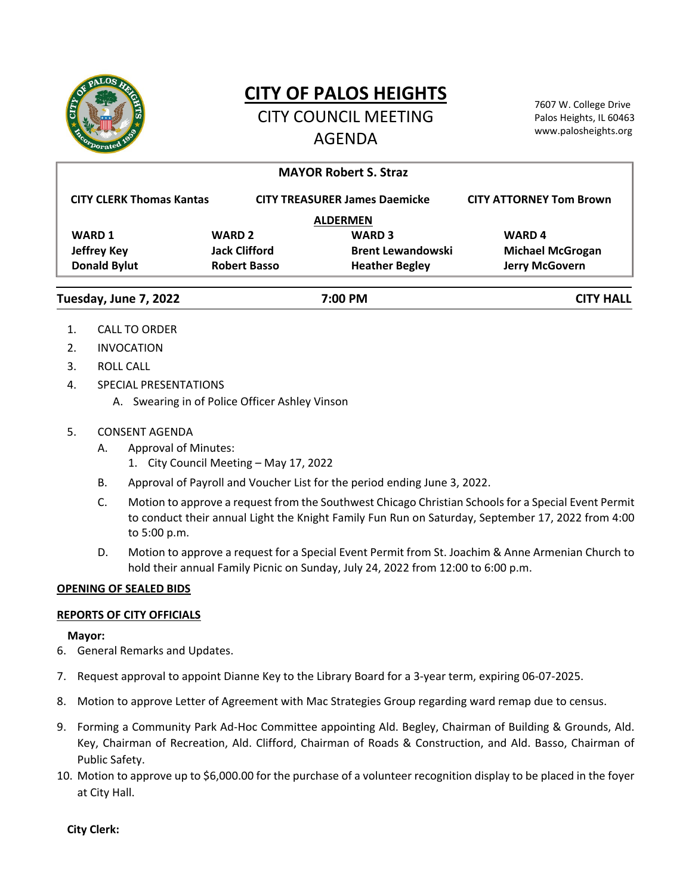# CITY OF PALOS HEIGHTS

## CITY COUNCIL MEETING AGENDA

7607 W. College Drive
Palos Heights, IL 60463
www.palosheights.org

**MAYOR Robert S. Straz**

| **CITY CLERK Thomas Kantas** | **CITY TREASURER James Daemicke** | **CITY ATTORNEY Tom Brown** |
|---|---|---|

**ALDERMEN**

| **WARD 1** | **WARD 2** | **WARD 3** | **WARD 4** |
|---|---|---|---|
| **Jeffrey Key** | **Jack Clifford** | **Brent Lewandowski** | **Michael McGrogan** |
| **Donald Bylut** | **Robert Basso** | **Heather Begley** | **Jerry McGovern** |

**Tuesday, June 7, 2022 — 7:00 PM — CITY HALL**

1. CALL TO ORDER
2. INVOCATION
3. ROLL CALL
4. SPECIAL PRESENTATIONS
   A. Swearing in of Police Officer Ashley Vinson
5. CONSENT AGENDA
   A. Approval of Minutes:
      1. City Council Meeting – May 17, 2022
   B. Approval of Payroll and Voucher List for the period ending June 3, 2022.
   C. Motion to approve a request from the Southwest Chicago Christian Schools for a Special Event Permit to conduct their annual Light the Knight Family Fun Run on Saturday, September 17, 2022 from 4:00 to 5:00 p.m.
   D. Motion to approve a request for a Special Event Permit from St. Joachim & Anne Armenian Church to hold their annual Family Picnic on Sunday, July 24, 2022 from 12:00 to 6:00 p.m.

**OPENING OF SEALED BIDS**

**REPORTS OF CITY OFFICIALS**

**Mayor:**

6. General Remarks and Updates.
7. Request approval to appoint Dianne Key to the Library Board for a 3-year term, expiring 06-07-2025.
8. Motion to approve Letter of Agreement with Mac Strategies Group regarding ward remap due to census.
9. Forming a Community Park Ad-Hoc Committee appointing Ald. Begley, Chairman of Building & Grounds, Ald. Key, Chairman of Recreation, Ald. Clifford, Chairman of Roads & Construction, and Ald. Basso, Chairman of Public Safety.
10. Motion to approve up to $6,000.00 for the purchase of a volunteer recognition display to be placed in the foyer at City Hall.

**City Clerk:**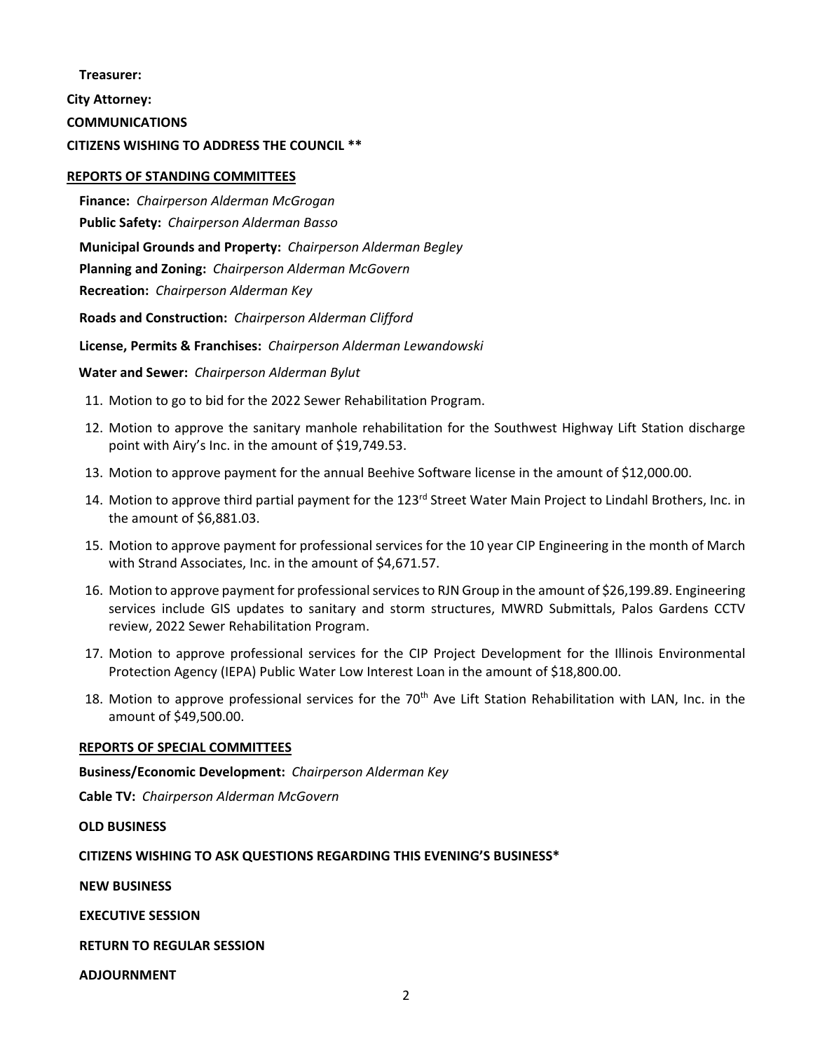**Treasurer:**

**City Attorney:**

**COMMUNICATIONS**

**CITIZENS WISHING TO ADDRESS THE COUNCIL \*\***

**REPORTS OF STANDING COMMITTEES**

**Finance:** *Chairperson Alderman McGrogan*

**Public Safety:** *Chairperson Alderman Basso*

**Municipal Grounds and Property:** *Chairperson Alderman Begley*

**Planning and Zoning:** *Chairperson Alderman McGovern*

**Recreation:** *Chairperson Alderman Key*

**Roads and Construction:** *Chairperson Alderman Clifford*

**License, Permits & Franchises:** *Chairperson Alderman Lewandowski*

**Water and Sewer:** *Chairperson Alderman Bylut*

11. Motion to go to bid for the 2022 Sewer Rehabilitation Program.
12. Motion to approve the sanitary manhole rehabilitation for the Southwest Highway Lift Station discharge point with Airy's Inc. in the amount of $19,749.53.
13. Motion to approve payment for the annual Beehive Software license in the amount of $12,000.00.
14. Motion to approve third partial payment for the 123rd Street Water Main Project to Lindahl Brothers, Inc. in the amount of $6,881.03.
15. Motion to approve payment for professional services for the 10 year CIP Engineering in the month of March with Strand Associates, Inc. in the amount of $4,671.57.
16. Motion to approve payment for professional services to RJN Group in the amount of $26,199.89. Engineering services include GIS updates to sanitary and storm structures, MWRD Submittals, Palos Gardens CCTV review, 2022 Sewer Rehabilitation Program.
17. Motion to approve professional services for the CIP Project Development for the Illinois Environmental Protection Agency (IEPA) Public Water Low Interest Loan in the amount of $18,800.00.
18. Motion to approve professional services for the 70th Ave Lift Station Rehabilitation with LAN, Inc. in the amount of $49,500.00.

**REPORTS OF SPECIAL COMMITTEES**

**Business/Economic Development:** *Chairperson Alderman Key*

**Cable TV:** *Chairperson Alderman McGovern*

**OLD BUSINESS**

**CITIZENS WISHING TO ASK QUESTIONS REGARDING THIS EVENING'S BUSINESS\***

**NEW BUSINESS**

**EXECUTIVE SESSION**

**RETURN TO REGULAR SESSION**

**ADJOURNMENT**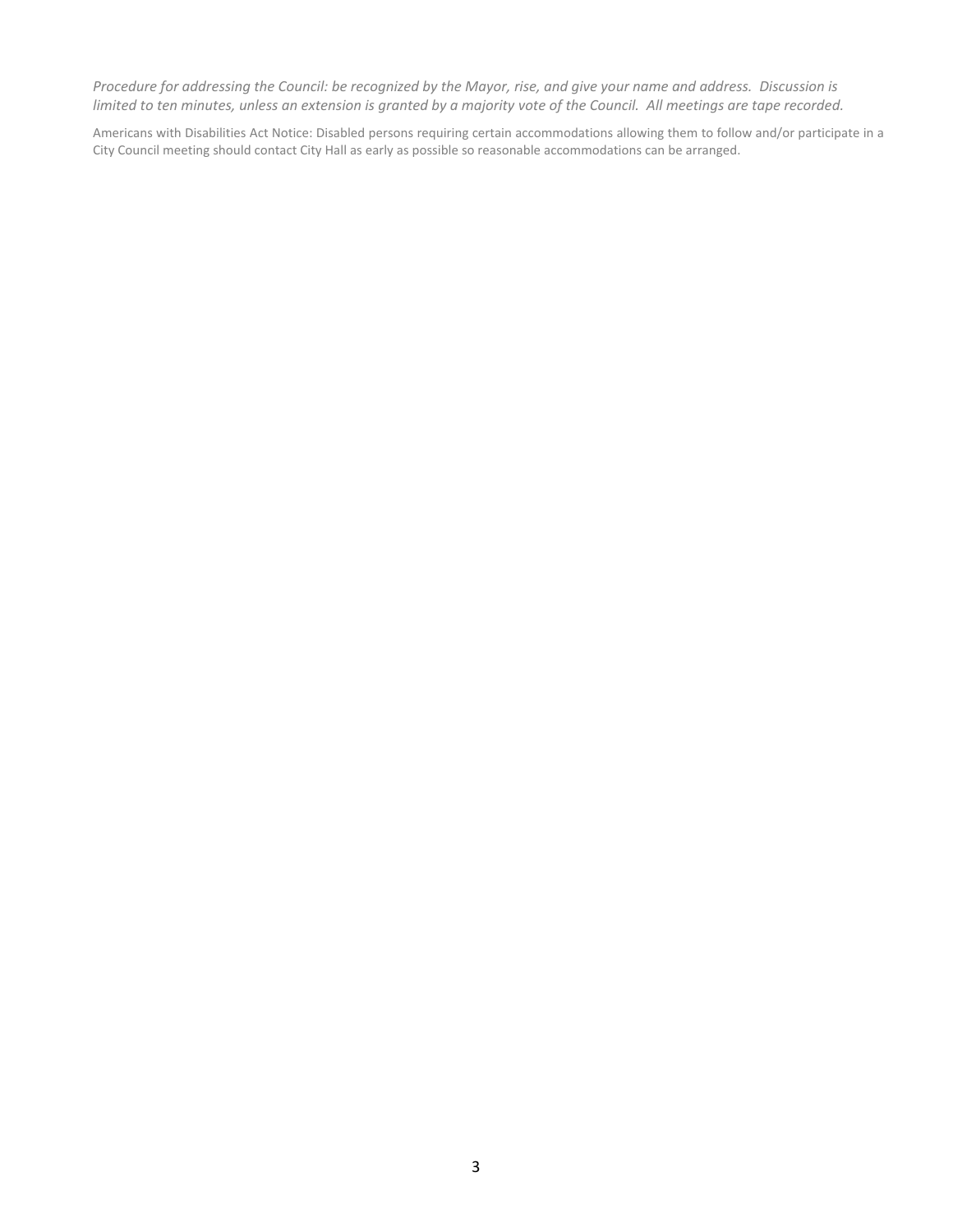*Procedure for addressing the Council: be recognized by the Mayor, rise, and give your name and address. Discussion is limited to ten minutes, unless an extension is granted by a majority vote of the Council. All meetings are tape recorded.*

Americans with Disabilities Act Notice: Disabled persons requiring certain accommodations allowing them to follow and/or participate in a City Council meeting should contact City Hall as early as possible so reasonable accommodations can be arranged.